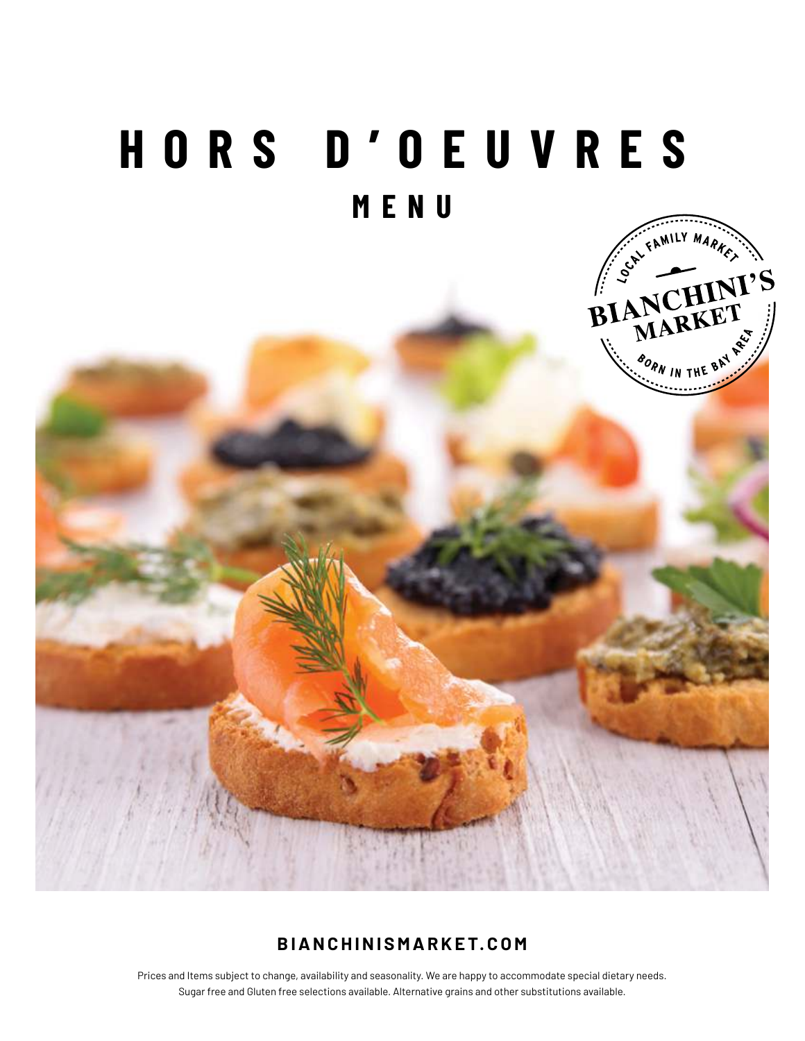# HORS D'OEUVRES

## MENU

LOCAL FAMILY MARKET

BIANCHINI'S MARKET

BORN IN THE BAY AREA

**BIANCHINISMARKET.COM**

Prices and Items subject to change, availability and seasonality. We are happy to accommodate special dietary needs. Sugar free and Gluten free selections available. Alternative grains and other substitutions available.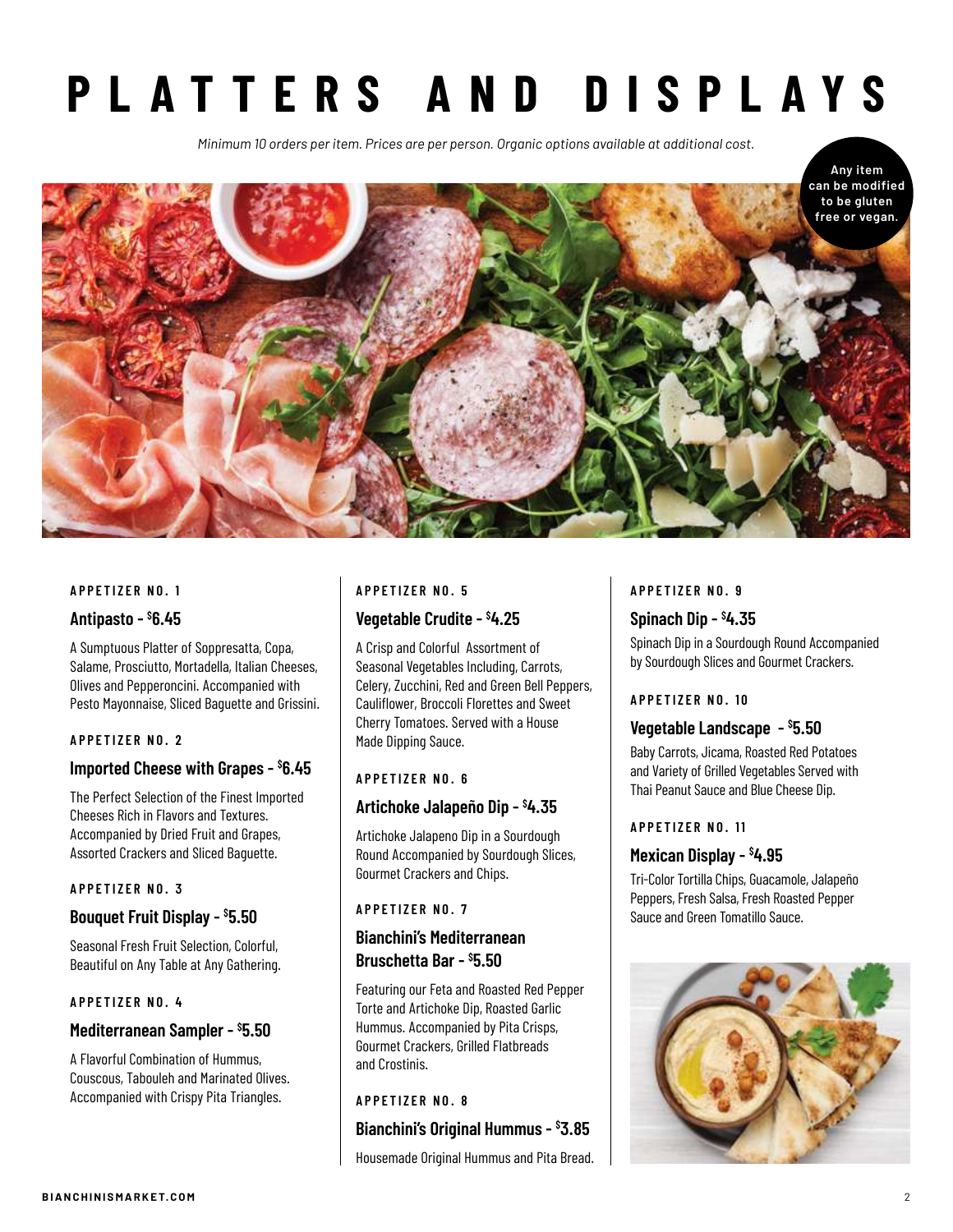# PLATTERS AND DISPLAYS

*Minimum 10 orders per item. Prices are per person. Organic options available at additional cost.*

**Any item can be modified to be gluten free or vegan.**

#### APPETIZER NO. 1

### Antipasto - $6.45

A Sumptuous Platter of Soppresatta, Copa, Salame, Prosciutto, Mortadella, Italian Cheeses, Olives and Pepperoncini. Accompanied with Pesto Mayonnaise, Sliced Baguette and Grissini.

#### APPETIZER NO. 2

### Imported Cheese with Grapes - $6.45

The Perfect Selection of the Finest Imported Cheeses Rich in Flavors and Textures. Accompanied by Dried Fruit and Grapes, Assorted Crackers and Sliced Baguette.

#### APPETIZER NO. 3

### Bouquet Fruit Display - $5.50

Seasonal Fresh Fruit Selection, Colorful, Beautiful on Any Table at Any Gathering.

#### APPETIZER NO. 4

### Mediterranean Sampler - $5.50

A Flavorful Combination of Hummus, Couscous, Tabouleh and Marinated Olives. Accompanied with Crispy Pita Triangles.

#### APPETIZER NO. 5

### Vegetable Crudite - $4.25

A Crisp and Colorful Assortment of Seasonal Vegetables Including, Carrots, Celery, Zucchini, Red and Green Bell Peppers, Cauliflower, Broccoli Florettes and Sweet Cherry Tomatoes. Served with a House Made Dipping Sauce.

#### APPETIZER NO. 6

### Artichoke Jalapeño Dip - $4.35

Artichoke Jalapeno Dip in a Sourdough Round Accompanied by Sourdough Slices, Gourmet Crackers and Chips.

#### APPETIZER NO. 7

### Bianchini's Mediterranean Bruschetta Bar - $5.50

Featuring our Feta and Roasted Red Pepper Torte and Artichoke Dip, Roasted Garlic Hummus. Accompanied by Pita Crisps, Gourmet Crackers, Grilled Flatbreads and Crostinis.

#### APPETIZER NO. 8

### Bianchini's Original Hummus - $3.85

Housemade Original Hummus and Pita Bread.

#### APPETIZER NO. 9

### Spinach Dip - $4.35

Spinach Dip in a Sourdough Round Accompanied by Sourdough Slices and Gourmet Crackers.

#### APPETIZER NO. 10

### Vegetable Landscape - $5.50

Baby Carrots, Jicama, Roasted Red Potatoes and Variety of Grilled Vegetables Served with Thai Peanut Sauce and Blue Cheese Dip.

#### APPETIZER NO. 11

### Mexican Display - $4.95

Tri-Color Tortilla Chips, Guacamole, Jalapeño Peppers, Fresh Salsa, Fresh Roasted Pepper Sauce and Green Tomatillo Sauce.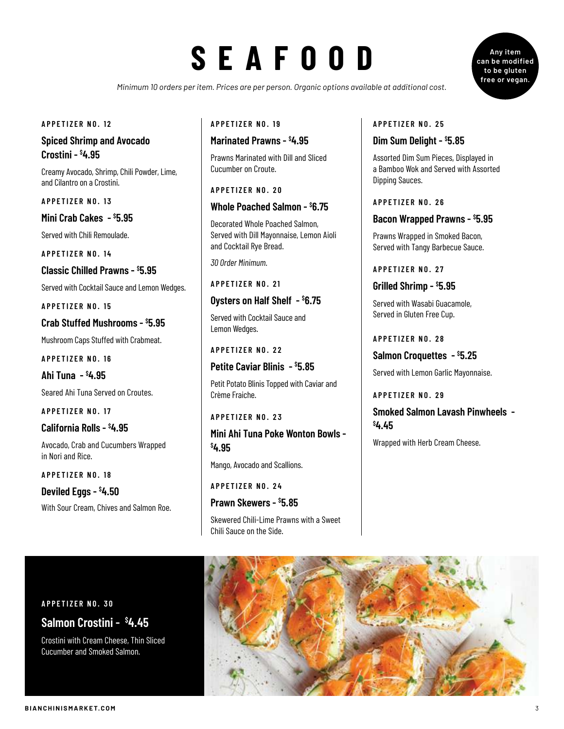# SEAFOOD

*Minimum 10 orders per item. Prices are per person. Organic options available at additional cost.*

**Any item can be modified to be gluten free or vegan.**

**APPETIZER NO. 12**

### Spiced Shrimp and Avocado Crostini - $4.95

Creamy Avocado, Shrimp, Chili Powder, Lime, and Cilantro on a Crostini.

**APPETIZER NO. 13**

### Mini Crab Cakes - $5.95

Served with Chili Remoulade.

**APPETIZER NO. 14**

### Classic Chilled Prawns - $5.95

Served with Cocktail Sauce and Lemon Wedges.

**APPETIZER NO. 15**

### Crab Stuffed Mushrooms - $5.95

Mushroom Caps Stuffed with Crabmeat.

**APPETIZER NO. 16**

### Ahi Tuna - $4.95

Seared Ahi Tuna Served on Croutes.

**APPETIZER NO. 17**

### California Rolls - $4.95

Avocado, Crab and Cucumbers Wrapped in Nori and Rice.

**APPETIZER NO. 18**

### Deviled Eggs - $4.50

With Sour Cream, Chives and Salmon Roe.

**APPETIZER NO. 19**

### Marinated Prawns - $4.95

Prawns Marinated with Dill and Sliced Cucumber on Croute.

**APPETIZER NO. 20**

### Whole Poached Salmon - $6.75

Decorated Whole Poached Salmon, Served with Dill Mayonnaise, Lemon Aioli and Cocktail Rye Bread.

*30 Order Minimum.*

**APPETIZER NO. 21**

### Oysters on Half Shelf - $6.75

Served with Cocktail Sauce and Lemon Wedges.

**APPETIZER NO. 22**

### Petite Caviar Blinis - $5.85

Petit Potato Blinis Topped with Caviar and Crème Fraiche.

**APPETIZER NO. 23**

### Mini Ahi Tuna Poke Wonton Bowls - $4.95

Mango, Avocado and Scallions.

**APPETIZER NO. 24**

### Prawn Skewers - $5.85

Skewered Chili-Lime Prawns with a Sweet Chili Sauce on the Side.

**APPETIZER NO. 25**

### Dim Sum Delight - $5.85

Assorted Dim Sum Pieces, Displayed in a Bamboo Wok and Served with Assorted Dipping Sauces.

**APPETIZER NO. 26**

### Bacon Wrapped Prawns - $5.95

Prawns Wrapped in Smoked Bacon, Served with Tangy Barbecue Sauce.

**APPETIZER NO. 27**

### Grilled Shrimp - $5.95

Served with Wasabi Guacamole, Served in Gluten Free Cup.

**APPETIZER NO. 28**

### Salmon Croquettes - $5.25

Served with Lemon Garlic Mayonnaise.

**APPETIZER NO. 29**

### Smoked Salmon Lavash Pinwheels - $4.45

Wrapped with Herb Cream Cheese.

**APPETIZER NO. 30**

### Salmon Crostini - $4.45

Crostini with Cream Cheese, Thin Sliced Cucumber and Smoked Salmon.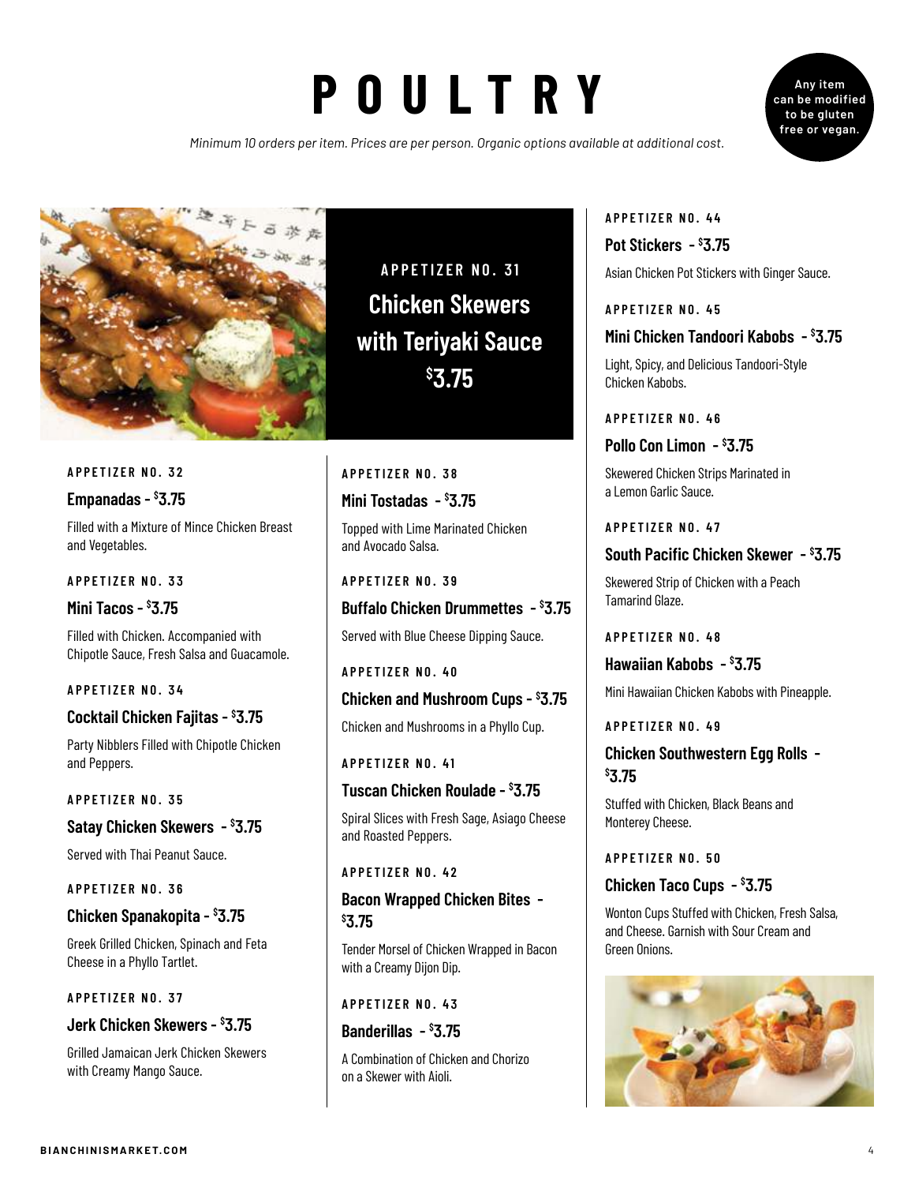# POULTRY

*Minimum 10 orders per item. Prices are per person. Organic options available at additional cost.*

**Any item can be modified to be gluten free or vegan.**

APPETIZER NO. 31

## Chicken Skewers with Teriyaki Sauce $3.75

APPETIZER NO. 32

**Empanadas - $3.75**

Filled with a Mixture of Mince Chicken Breast and Vegetables.

APPETIZER NO. 33

**Mini Tacos - $3.75**

Filled with Chicken. Accompanied with Chipotle Sauce, Fresh Salsa and Guacamole.

APPETIZER NO. 34

**Cocktail Chicken Fajitas - $3.75**

Party Nibblers Filled with Chipotle Chicken and Peppers.

APPETIZER NO. 35

**Satay Chicken Skewers - $3.75**

Served with Thai Peanut Sauce.

APPETIZER NO. 36

**Chicken Spanakopita - $3.75**

Greek Grilled Chicken, Spinach and Feta Cheese in a Phyllo Tartlet.

APPETIZER NO. 37

**Jerk Chicken Skewers - $3.75**

Grilled Jamaican Jerk Chicken Skewers with Creamy Mango Sauce.

APPETIZER NO. 38

**Mini Tostadas - $3.75**

Topped with Lime Marinated Chicken and Avocado Salsa.

APPETIZER NO. 39

**Buffalo Chicken Drummettes - $3.75**

Served with Blue Cheese Dipping Sauce.

APPETIZER NO. 40

**Chicken and Mushroom Cups - $3.75**

Chicken and Mushrooms in a Phyllo Cup.

APPETIZER NO. 41

**Tuscan Chicken Roulade - $3.75**

Spiral Slices with Fresh Sage, Asiago Cheese and Roasted Peppers.

APPETIZER NO. 42

**Bacon Wrapped Chicken Bites - $3.75**

Tender Morsel of Chicken Wrapped in Bacon with a Creamy Dijon Dip.

APPETIZER NO. 43

**Banderillas - $3.75**

A Combination of Chicken and Chorizo on a Skewer with Aioli.

APPETIZER NO. 44

**Pot Stickers - $3.75**

Asian Chicken Pot Stickers with Ginger Sauce.

APPETIZER NO. 45

**Mini Chicken Tandoori Kabobs - $3.75**

Light, Spicy, and Delicious Tandoori-Style Chicken Kabobs.

APPETIZER NO. 46

**Pollo Con Limon - $3.75**

Skewered Chicken Strips Marinated in a Lemon Garlic Sauce.

APPETIZER NO. 47

**South Pacific Chicken Skewer - $3.75**

Skewered Strip of Chicken with a Peach Tamarind Glaze.

APPETIZER NO. 48

**Hawaiian Kabobs - $3.75**

Mini Hawaiian Chicken Kabobs with Pineapple.

APPETIZER NO. 49

**Chicken Southwestern Egg Rolls - $3.75**

Stuffed with Chicken, Black Beans and Monterey Cheese.

APPETIZER NO. 50

**Chicken Taco Cups - $3.75**

Wonton Cups Stuffed with Chicken, Fresh Salsa, and Cheese. Garnish with Sour Cream and Green Onions.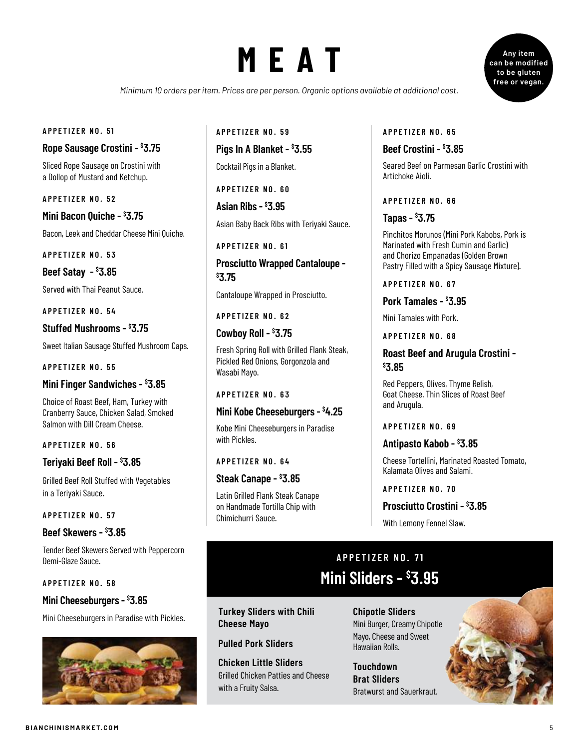# MEAT

*Minimum 10 orders per item. Prices are per person. Organic options available at additional cost.*

**Any item can be modified to be gluten free or vegan.**

APPETIZER NO. 51

### Rope Sausage Crostini - $3.75

Sliced Rope Sausage on Crostini with a Dollop of Mustard and Ketchup.

APPETIZER NO. 52

### Mini Bacon Quiche - $3.75

Bacon, Leek and Cheddar Cheese Mini Quiche.

APPETIZER NO. 53

### Beef Satay - $3.85

Served with Thai Peanut Sauce.

APPETIZER NO. 54

### Stuffed Mushrooms - $3.75

Sweet Italian Sausage Stuffed Mushroom Caps.

APPETIZER NO. 55

### Mini Finger Sandwiches - $3.85

Choice of Roast Beef, Ham, Turkey with Cranberry Sauce, Chicken Salad, Smoked Salmon with Dill Cream Cheese.

APPETIZER NO. 56

### Teriyaki Beef Roll - $3.85

Grilled Beef Roll Stuffed with Vegetables in a Teriyaki Sauce.

APPETIZER NO. 57

### Beef Skewers - $3.85

Tender Beef Skewers Served with Peppercorn Demi-Glaze Sauce.

APPETIZER NO. 58

### Mini Cheeseburgers - $3.85

Mini Cheeseburgers in Paradise with Pickles.

APPETIZER NO. 59

### Pigs In A Blanket - $3.55

Cocktail Pigs in a Blanket.

APPETIZER NO. 60

### Asian Ribs - $3.95

Asian Baby Back Ribs with Teriyaki Sauce.

APPETIZER NO. 61

### Prosciutto Wrapped Cantaloupe - $3.75

Cantaloupe Wrapped in Prosciutto.

APPETIZER NO. 62

### Cowboy Roll - $3.75

Fresh Spring Roll with Grilled Flank Steak, Pickled Red Onions, Gorgonzola and Wasabi Mayo.

APPETIZER NO. 63

### Mini Kobe Cheeseburgers - $4.25

Kobe Mini Cheeseburgers in Paradise with Pickles.

APPETIZER NO. 64

### Steak Canape - $3.85

Latin Grilled Flank Steak Canape on Handmade Tortilla Chip with Chimichurri Sauce.

APPETIZER NO. 65

### Beef Crostini - $3.85

Seared Beef on Parmesan Garlic Crostini with Artichoke Aioli.

APPETIZER NO. 66

### Tapas - $3.75

Pinchitos Morunos (Mini Pork Kabobs, Pork is Marinated with Fresh Cumin and Garlic) and Chorizo Empanadas (Golden Brown Pastry Filled with a Spicy Sausage Mixture).

APPETIZER NO. 67

### Pork Tamales - $3.95

Mini Tamales with Pork.

APPETIZER NO. 68

### Roast Beef and Arugula Crostini - $3.85

Red Peppers, Olives, Thyme Relish, Goat Cheese, Thin Slices of Roast Beef and Arugula.

APPETIZER NO. 69

### Antipasto Kabob - $3.85

Cheese Tortellini, Marinated Roasted Tomato, Kalamata Olives and Salami.

APPETIZER NO. 70

### Prosciutto Crostini - $3.85

With Lemony Fennel Slaw.

APPETIZER NO. 71

## Mini Sliders - $3.95

**Turkey Sliders with Chili Cheese Mayo**

**Pulled Pork Sliders**

**Chicken Little Sliders**
Grilled Chicken Patties and Cheese with a Fruity Salsa.

**Chipotle Sliders**
Mini Burger, Creamy Chipotle Mayo, Cheese and Sweet Hawaiian Rolls.

**Touchdown Brat Sliders**
Bratwurst and Sauerkraut.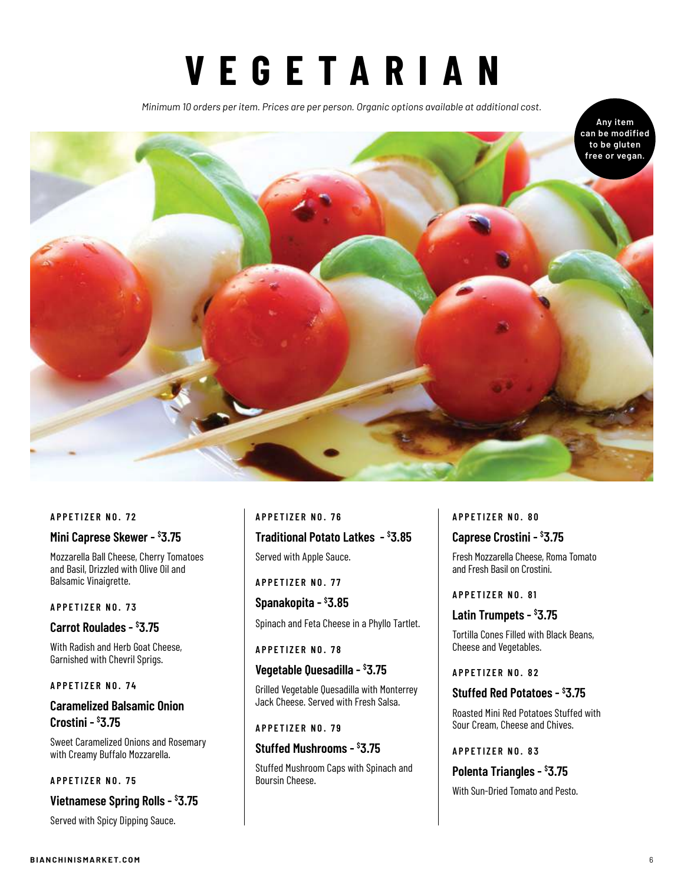# VEGETARIAN

*Minimum 10 orders per item. Prices are per person. Organic options available at additional cost.*

**Any item can be modified to be gluten free or vegan.**

APPETIZER NO. 72

### Mini Caprese Skewer - $3.75

Mozzarella Ball Cheese, Cherry Tomatoes and Basil, Drizzled with Olive Oil and Balsamic Vinaigrette.

APPETIZER NO. 73

### Carrot Roulades - $3.75

With Radish and Herb Goat Cheese, Garnished with Chevril Sprigs.

APPETIZER NO. 74

### Caramelized Balsamic Onion Crostini - $3.75

Sweet Caramelized Onions and Rosemary with Creamy Buffalo Mozzarella.

APPETIZER NO. 75

### Vietnamese Spring Rolls - $3.75

Served with Spicy Dipping Sauce.

APPETIZER NO. 76

### Traditional Potato Latkes - $3.85

Served with Apple Sauce.

APPETIZER NO. 77

### Spanakopita - $3.85

Spinach and Feta Cheese in a Phyllo Tartlet.

APPETIZER NO. 78

### Vegetable Quesadilla - $3.75

Grilled Vegetable Quesadilla with Monterrey Jack Cheese. Served with Fresh Salsa.

APPETIZER NO. 79

### Stuffed Mushrooms - $3.75

Stuffed Mushroom Caps with Spinach and Boursin Cheese.

APPETIZER NO. 80

### Caprese Crostini - $3.75

Fresh Mozzarella Cheese, Roma Tomato and Fresh Basil on Crostini.

APPETIZER NO. 81

### Latin Trumpets - $3.75

Tortilla Cones Filled with Black Beans, Cheese and Vegetables.

APPETIZER NO. 82

### Stuffed Red Potatoes - $3.75

Roasted Mini Red Potatoes Stuffed with Sour Cream, Cheese and Chives.

APPETIZER NO. 83

### Polenta Triangles - $3.75

With Sun-Dried Tomato and Pesto.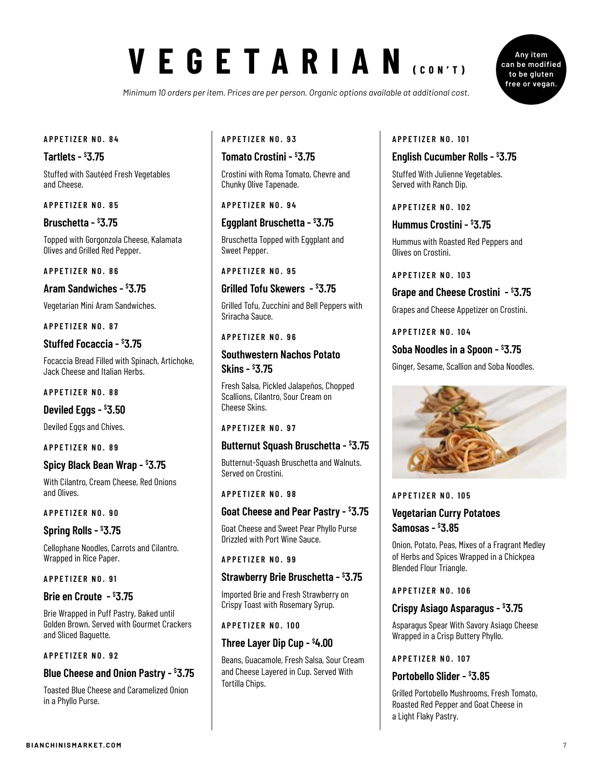# VEGETARIAN (CON'T)

*Minimum 10 orders per item. Prices are per person. Organic options available at additional cost.*

**Any item can be modified to be gluten free or vegan.**

APPETIZER NO. 84

### Tartlets - $3.75

Stuffed with Sautéed Fresh Vegetables and Cheese.

APPETIZER NO. 85

### Bruschetta - $3.75

Topped with Gorgonzola Cheese, Kalamata Olives and Grilled Red Pepper.

APPETIZER NO. 86

### Aram Sandwiches - $3.75

Vegetarian Mini Aram Sandwiches.

APPETIZER NO. 87

### Stuffed Focaccia - $3.75

Focaccia Bread Filled with Spinach, Artichoke, Jack Cheese and Italian Herbs.

APPETIZER NO. 88

### Deviled Eggs - $3.50

Deviled Eggs and Chives.

APPETIZER NO. 89

### Spicy Black Bean Wrap - $3.75

With Cilantro, Cream Cheese, Red Onions and Olives.

APPETIZER NO. 90

### Spring Rolls - $3.75

Cellophane Noodles, Carrots and Cilantro. Wrapped in Rice Paper.

APPETIZER NO. 91

### Brie en Croute - $3.75

Brie Wrapped in Puff Pastry, Baked until Golden Brown. Served with Gourmet Crackers and Sliced Baguette.

APPETIZER NO. 92

### Blue Cheese and Onion Pastry - $3.75

Toasted Blue Cheese and Caramelized Onion in a Phyllo Purse.

APPETIZER NO. 93

### Tomato Crostini - $3.75

Crostini with Roma Tomato, Chevre and Chunky Olive Tapenade.

APPETIZER NO. 94

### Eggplant Bruschetta - $3.75

Bruschetta Topped with Eggplant and Sweet Pepper.

APPETIZER NO. 95

### Grilled Tofu Skewers - $3.75

Grilled Tofu, Zucchini and Bell Peppers with Sriracha Sauce.

APPETIZER NO. 96

### Southwestern Nachos Potato Skins - $3.75

Fresh Salsa, Pickled Jalapeños, Chopped Scallions, Cilantro, Sour Cream on Cheese Skins.

APPETIZER NO. 97

### Butternut Squash Bruschetta - $3.75

Butternut-Squash Bruschetta and Walnuts. Served on Crostini.

APPETIZER NO. 98

### Goat Cheese and Pear Pastry - $3.75

Goat Cheese and Sweet Pear Phyllo Purse Drizzled with Port Wine Sauce.

APPETIZER NO. 99

### Strawberry Brie Bruschetta - $3.75

Imported Brie and Fresh Strawberry on Crispy Toast with Rosemary Syrup.

APPETIZER NO. 100

### Three Layer Dip Cup - $4.00

Beans, Guacamole, Fresh Salsa, Sour Cream and Cheese Layered in Cup. Served With Tortilla Chips.

APPETIZER NO. 101

### English Cucumber Rolls - $3.75

Stuffed With Julienne Vegetables. Served with Ranch Dip.

APPETIZER NO. 102

### Hummus Crostini - $3.75

Hummus with Roasted Red Peppers and Olives on Crostini.

APPETIZER NO. 103

### Grape and Cheese Crostini - $3.75

Grapes and Cheese Appetizer on Crostini.

APPETIZER NO. 104

### Soba Noodles in a Spoon - $3.75

Ginger, Sesame, Scallion and Soba Noodles.

APPETIZER NO. 105

### Vegetarian Curry Potatoes Samosas - $3.85

Onion, Potato, Peas, Mixes of a Fragrant Medley of Herbs and Spices Wrapped in a Chickpea Blended Flour Triangle.

APPETIZER NO. 106

### Crispy Asiago Asparagus - $3.75

Asparagus Spear With Savory Asiago Cheese Wrapped in a Crisp Buttery Phyllo.

APPETIZER NO. 107

### Portobello Slider - $3.85

Grilled Portobello Mushrooms, Fresh Tomato, Roasted Red Pepper and Goat Cheese in a Light Flaky Pastry.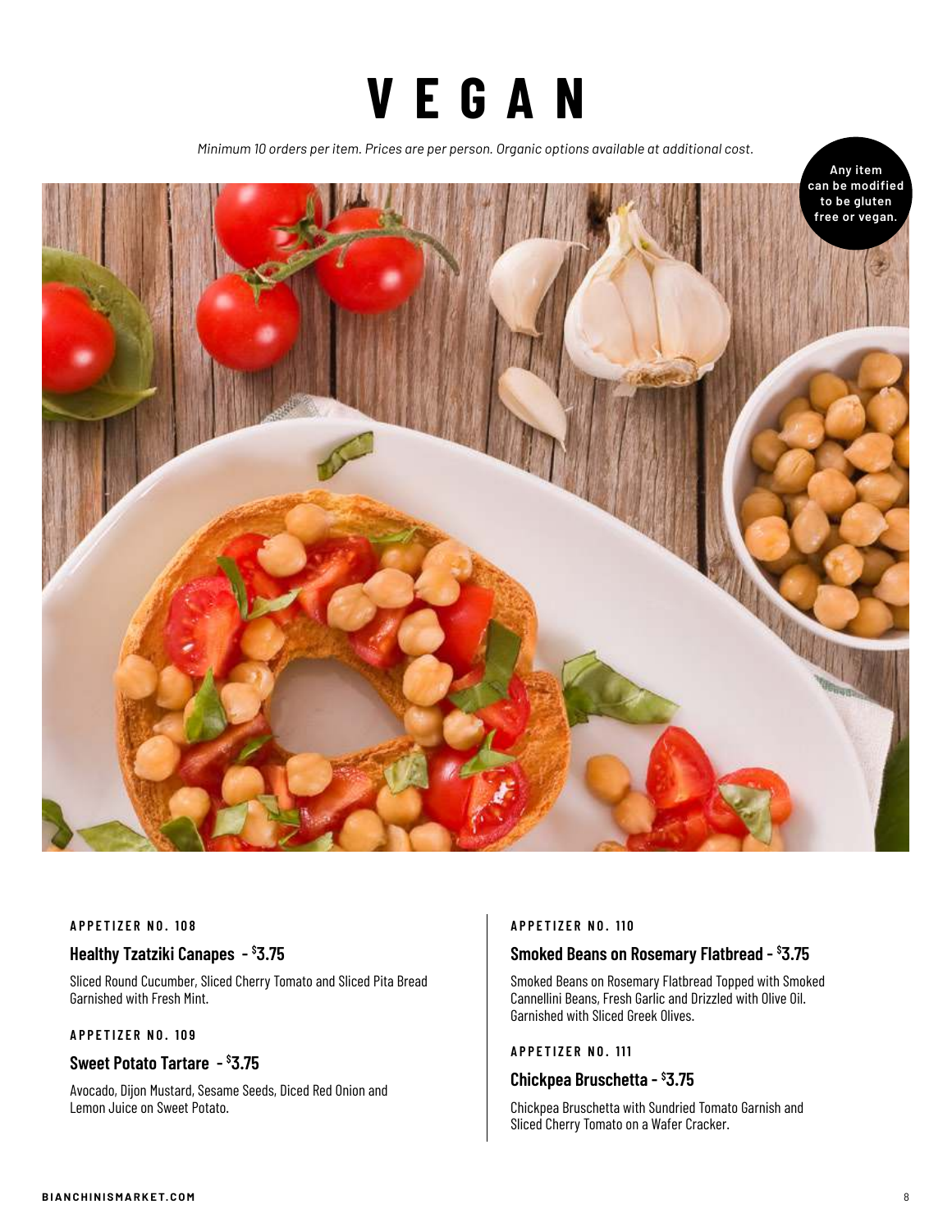# V E G A N

*Minimum 10 orders per item. Prices are per person. Organic options available at additional cost.*

**Any item can be modified to be gluten free or vegan.**

**APPETIZER NO. 108**

### Healthy Tzatziki Canapes - $3.75

Sliced Round Cucumber, Sliced Cherry Tomato and Sliced Pita Bread Garnished with Fresh Mint.

**APPETIZER NO. 109**

### Sweet Potato Tartare - $3.75

Avocado, Dijon Mustard, Sesame Seeds, Diced Red Onion and Lemon Juice on Sweet Potato.

**APPETIZER NO. 110**

### Smoked Beans on Rosemary Flatbread - $3.75

Smoked Beans on Rosemary Flatbread Topped with Smoked Cannellini Beans, Fresh Garlic and Drizzled with Olive Oil. Garnished with Sliced Greek Olives.

**APPETIZER NO. 111**

### Chickpea Bruschetta - $3.75

Chickpea Bruschetta with Sundried Tomato Garnish and Sliced Cherry Tomato on a Wafer Cracker.

**BIANCHINISMARKET.COM**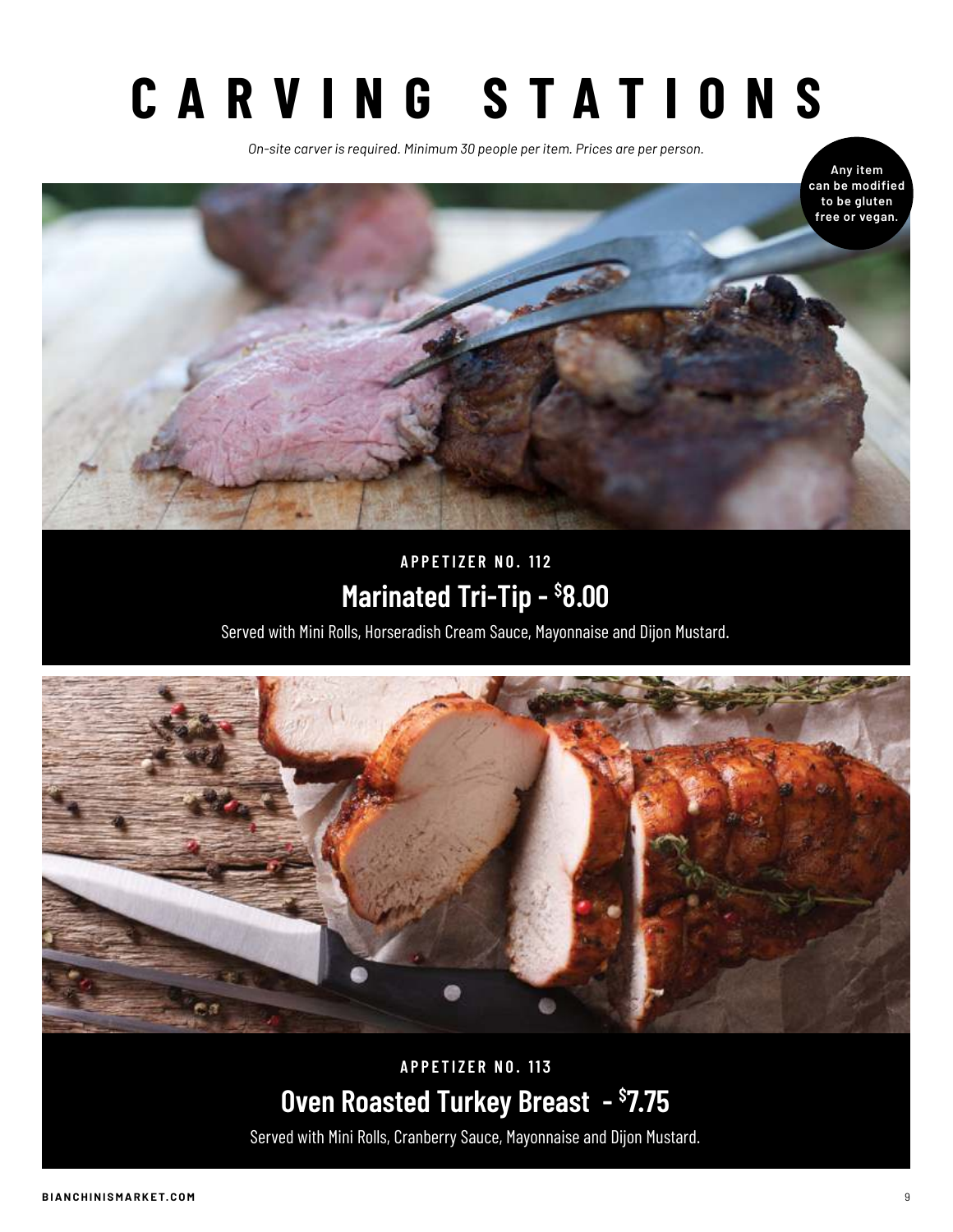# CARVING STATIONS

*On-site carver is required. Minimum 30 people per item. Prices are per person.*

**Any item can be modified to be gluten free or vegan.**

APPETIZER NO. 112

## Marinated Tri-Tip - $8.00

Served with Mini Rolls, Horseradish Cream Sauce, Mayonnaise and Dijon Mustard.

APPETIZER NO. 113

## Oven Roasted Turkey Breast - $7.75

Served with Mini Rolls, Cranberry Sauce, Mayonnaise and Dijon Mustard.

BIANCHINISMARKET.COM